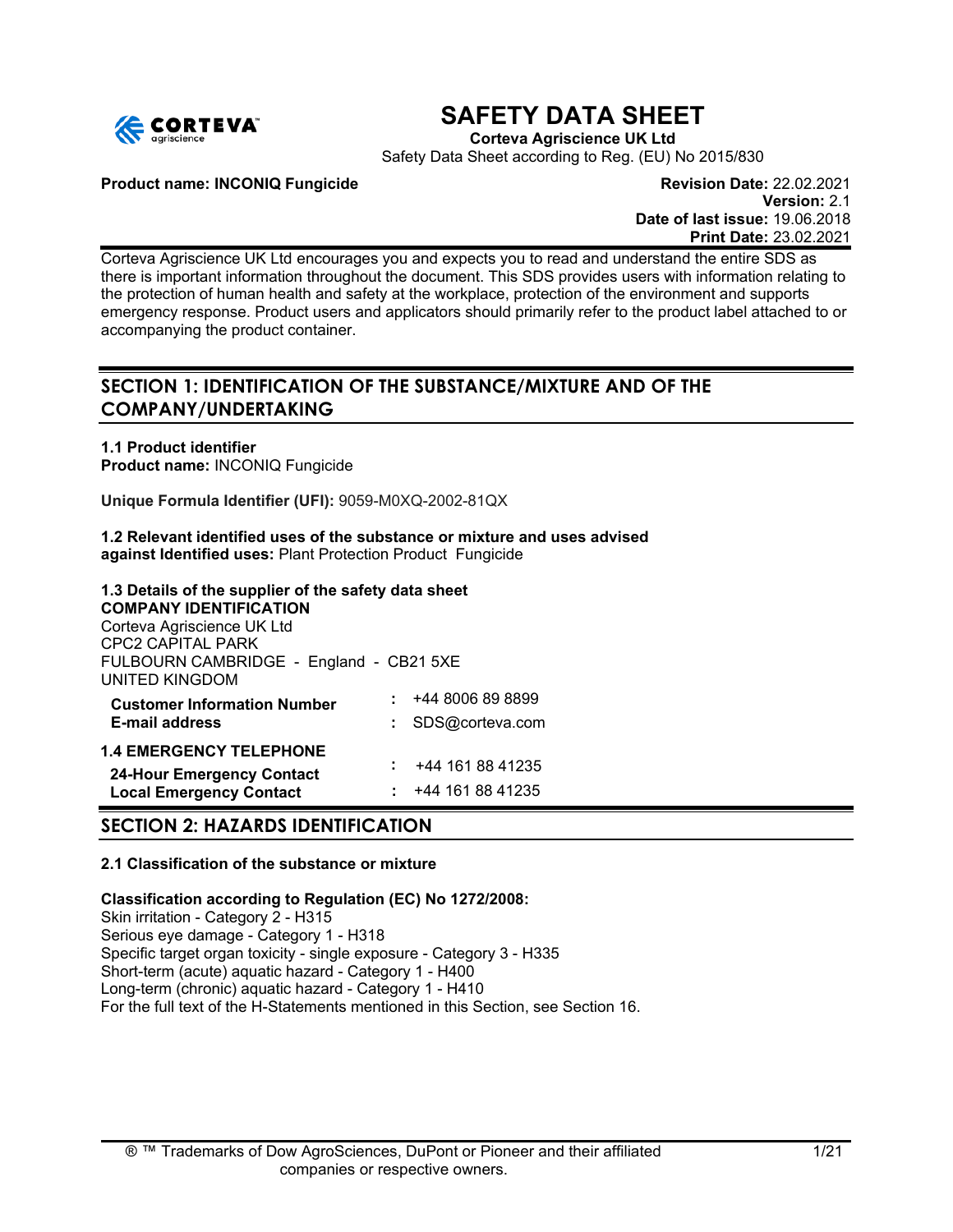# SAFETY DATA SHEET

**Corteva Agriscience UK Ltd**

Safety Data Sheet according to Reg. (EU) No 2015/830

**Product name: INCONIQ Fungicide**

**Revision Date:** 22.02.2021
**Version:** 2.1
**Date of last issue:** 19.06.2018
**Print Date:** 23.02.2021

Corteva Agriscience UK Ltd encourages you and expects you to read and understand the entire SDS as there is important information throughout the document. This SDS provides users with information relating to the protection of human health and safety at the workplace, protection of the environment and supports emergency response. Product users and applicators should primarily refer to the product label attached to or accompanying the product container.

## SECTION 1: IDENTIFICATION OF THE SUBSTANCE/MIXTURE AND OF THE COMPANY/UNDERTAKING

**1.1 Product identifier**
**Product name:** INCONIQ Fungicide

**Unique Formula Identifier (UFI):** 9059-M0XQ-2002-81QX

**1.2 Relevant identified uses of the substance or mixture and uses advised against Identified uses:** Plant Protection Product Fungicide

**1.3 Details of the supplier of the safety data sheet**
**COMPANY IDENTIFICATION**
Corteva Agriscience UK Ltd
CPC2 CAPITAL PARK
FULBOURN CAMBRIDGE - England - CB21 5XE
UNITED KINGDOM

| | | |
|---|---|---|
| **Customer Information Number** | : | +44 8006 89 8899 |
| **E-mail address** | : | SDS@corteva.com |

**1.4 EMERGENCY TELEPHONE**

| | | |
|---|---|---|
| **24-Hour Emergency Contact** | : | +44 161 88 41235 |
| **Local Emergency Contact** | : | +44 161 88 41235 |

## SECTION 2: HAZARDS IDENTIFICATION

**2.1 Classification of the substance or mixture**

**Classification according to Regulation (EC) No 1272/2008:**
Skin irritation - Category 2 - H315
Serious eye damage - Category 1 - H318
Specific target organ toxicity - single exposure - Category 3 - H335
Short-term (acute) aquatic hazard - Category 1 - H400
Long-term (chronic) aquatic hazard - Category 1 - H410
For the full text of the H-Statements mentioned in this Section, see Section 16.

® ™ Trademarks of Dow AgroSciences, DuPont or Pioneer and their affiliated companies or respective owners.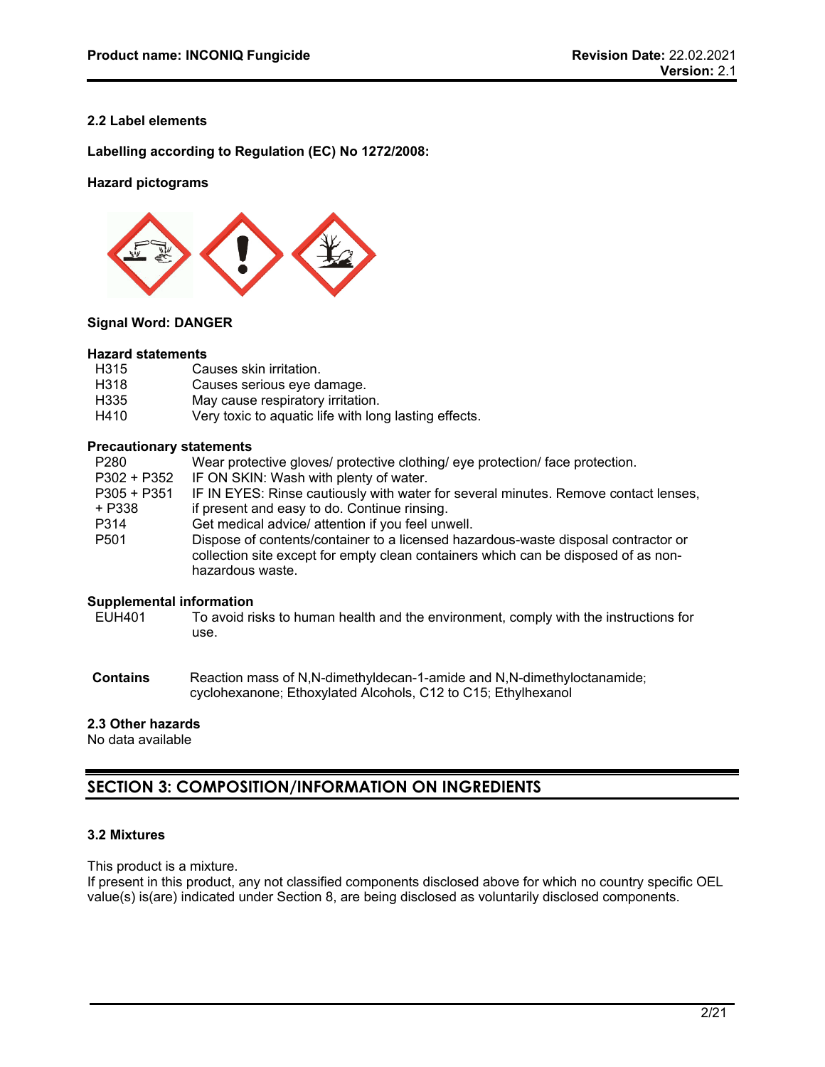### 2.2 Label elements

**Labelling according to Regulation (EC) No 1272/2008:**

**Hazard pictograms**

**Signal Word: DANGER**

**Hazard statements**

| | |
|---|---|
| H315 | Causes skin irritation. |
| H318 | Causes serious eye damage. |
| H335 | May cause respiratory irritation. |
| H410 | Very toxic to aquatic life with long lasting effects. |

**Precautionary statements**

| | |
|---|---|
| P280 | Wear protective gloves/ protective clothing/ eye protection/ face protection. |
| P302 + P352 | IF ON SKIN: Wash with plenty of water. |
| P305 + P351 + P338 | IF IN EYES: Rinse cautiously with water for several minutes. Remove contact lenses, if present and easy to do. Continue rinsing. |
| P314 | Get medical advice/ attention if you feel unwell. |
| P501 | Dispose of contents/container to a licensed hazardous-waste disposal contractor or collection site except for empty clean containers which can be disposed of as non-hazardous waste. |

**Supplemental information**

| | |
|---|---|
| EUH401 | To avoid risks to human health and the environment, comply with the instructions for use. |

**Contains** Reaction mass of N,N-dimethyldecan-1-amide and N,N-dimethyloctanamide; cyclohexanone; Ethoxylated Alcohols, C12 to C15; Ethylhexanol

### 2.3 Other hazards

No data available

## SECTION 3: COMPOSITION/INFORMATION ON INGREDIENTS

### 3.2 Mixtures

This product is a mixture.
If present in this product, any not classified components disclosed above for which no country specific OEL value(s) is(are) indicated under Section 8, are being disclosed as voluntarily disclosed components.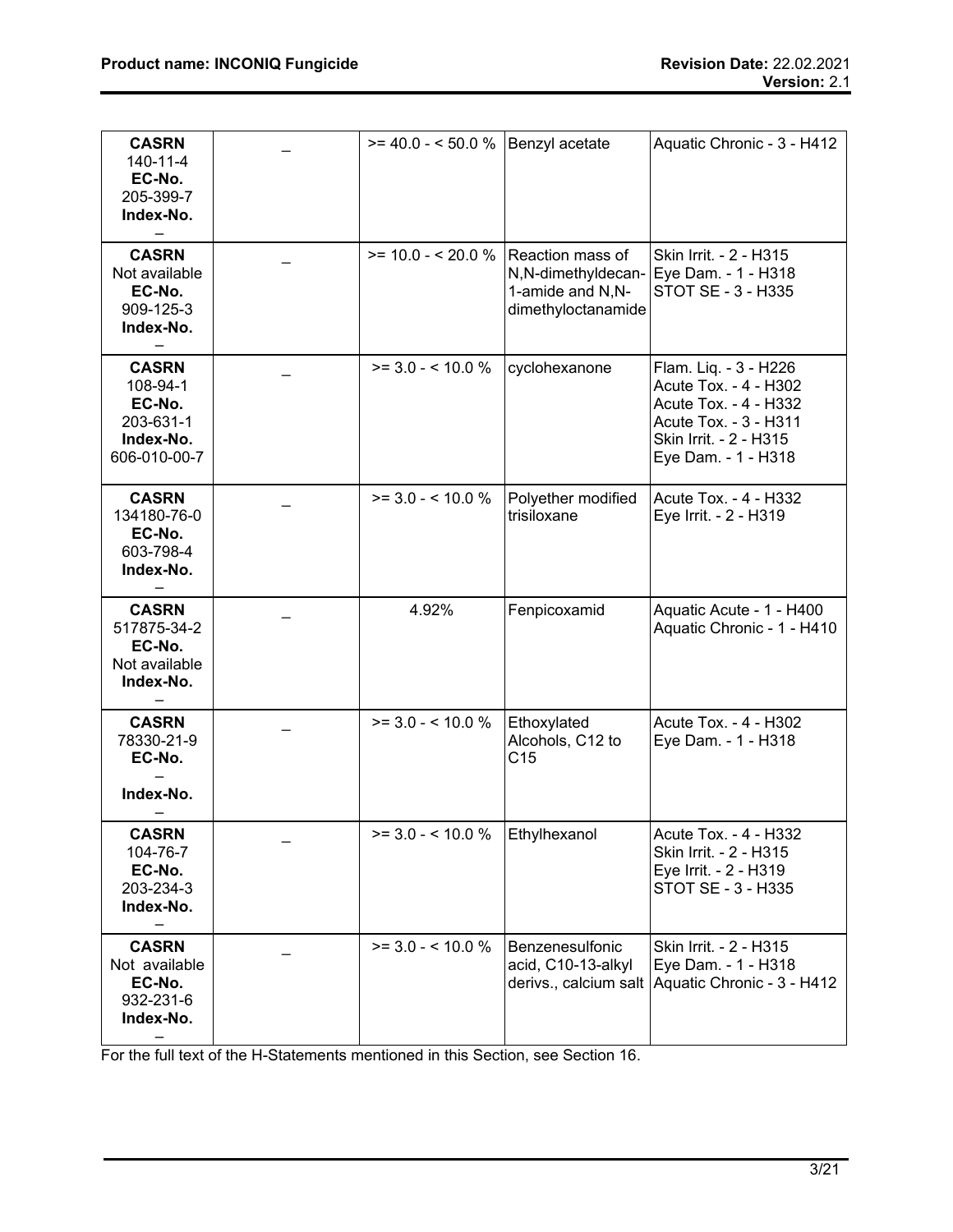| **CASRN** 140-11-4 **EC-No.** 205-399-7 **Index-No.** – | _ | >= 40.0 - < 50.0 % | Benzyl acetate | Aquatic Chronic - 3 - H412 |
|---|---|---|---|---|
| **CASRN** Not available **EC-No.** 909-125-3 **Index-No.** – | _ | >= 10.0 - < 20.0 % | Reaction mass of N,N-dimethyldecan-1-amide and N,N-dimethyloctanamide | Skin Irrit. - 2 - H315<br>Eye Dam. - 1 - H318<br>STOT SE - 3 - H335 |
| **CASRN** 108-94-1 **EC-No.** 203-631-1 **Index-No.** 606-010-00-7 | _ | >= 3.0 - < 10.0 % | cyclohexanone | Flam. Liq. - 3 - H226<br>Acute Tox. - 4 - H302<br>Acute Tox. - 4 - H332<br>Acute Tox. - 3 - H311<br>Skin Irrit. - 2 - H315<br>Eye Dam. - 1 - H318 |
| **CASRN** 134180-76-0 **EC-No.** 603-798-4 **Index-No.** – | _ | >= 3.0 - < 10.0 % | Polyether modified trisiloxane | Acute Tox. - 4 - H332<br>Eye Irrit. - 2 - H319 |
| **CASRN** 517875-34-2 **EC-No.** Not available **Index-No.** – | _ | 4.92% | Fenpicoxamid | Aquatic Acute - 1 - H400<br>Aquatic Chronic - 1 - H410 |
| **CASRN** 78330-21-9 **EC-No.** – **Index-No.** – | _ | >= 3.0 - < 10.0 % | Ethoxylated Alcohols, C12 to C15 | Acute Tox. - 4 - H302<br>Eye Dam. - 1 - H318 |
| **CASRN** 104-76-7 **EC-No.** 203-234-3 **Index-No.** – | _ | >= 3.0 - < 10.0 % | Ethylhexanol | Acute Tox. - 4 - H332<br>Skin Irrit. - 2 - H315<br>Eye Irrit. - 2 - H319<br>STOT SE - 3 - H335 |
| **CASRN** Not available **EC-No.** 932-231-6 **Index-No.** – | _ | >= 3.0 - < 10.0 % | Benzenesulfonic acid, C10-13-alkyl derivs., calcium salt | Skin Irrit. - 2 - H315<br>Eye Dam. - 1 - H318<br>Aquatic Chronic - 3 - H412 |

For the full text of the H-Statements mentioned in this Section, see Section 16.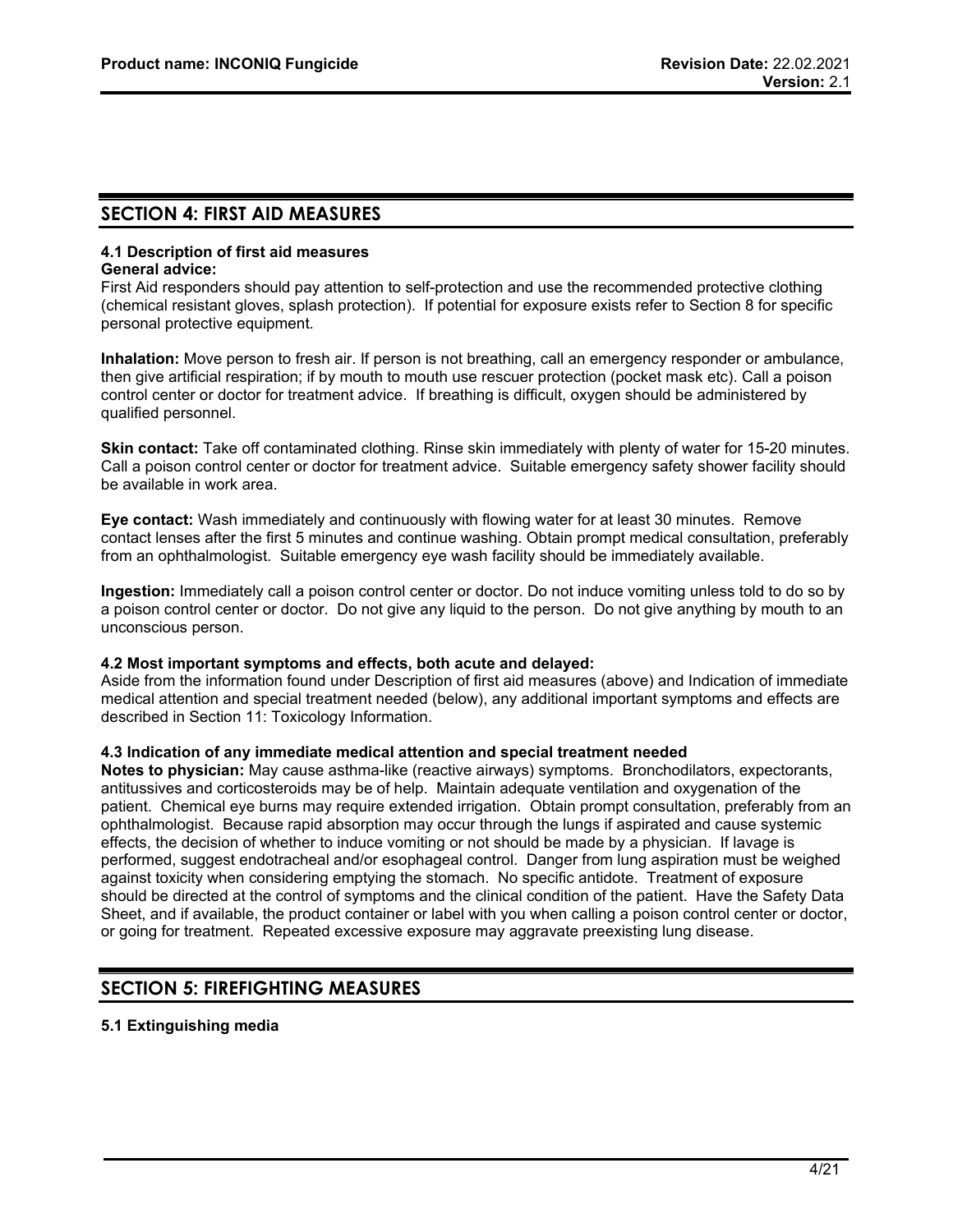## SECTION 4: FIRST AID MEASURES

### 4.1 Description of first aid measures

**General advice:**

First Aid responders should pay attention to self-protection and use the recommended protective clothing (chemical resistant gloves, splash protection). If potential for exposure exists refer to Section 8 for specific personal protective equipment.

**Inhalation:** Move person to fresh air. If person is not breathing, call an emergency responder or ambulance, then give artificial respiration; if by mouth to mouth use rescuer protection (pocket mask etc). Call a poison control center or doctor for treatment advice. If breathing is difficult, oxygen should be administered by qualified personnel.

**Skin contact:** Take off contaminated clothing. Rinse skin immediately with plenty of water for 15-20 minutes. Call a poison control center or doctor for treatment advice. Suitable emergency safety shower facility should be available in work area.

**Eye contact:** Wash immediately and continuously with flowing water for at least 30 minutes. Remove contact lenses after the first 5 minutes and continue washing. Obtain prompt medical consultation, preferably from an ophthalmologist. Suitable emergency eye wash facility should be immediately available.

**Ingestion:** Immediately call a poison control center or doctor. Do not induce vomiting unless told to do so by a poison control center or doctor. Do not give any liquid to the person. Do not give anything by mouth to an unconscious person.

### 4.2 Most important symptoms and effects, both acute and delayed:

Aside from the information found under Description of first aid measures (above) and Indication of immediate medical attention and special treatment needed (below), any additional important symptoms and effects are described in Section 11: Toxicology Information.

### 4.3 Indication of any immediate medical attention and special treatment needed

**Notes to physician:** May cause asthma-like (reactive airways) symptoms. Bronchodilators, expectorants, antitussives and corticosteroids may be of help. Maintain adequate ventilation and oxygenation of the patient. Chemical eye burns may require extended irrigation. Obtain prompt consultation, preferably from an ophthalmologist. Because rapid absorption may occur through the lungs if aspirated and cause systemic effects, the decision of whether to induce vomiting or not should be made by a physician. If lavage is performed, suggest endotracheal and/or esophageal control. Danger from lung aspiration must be weighed against toxicity when considering emptying the stomach. No specific antidote. Treatment of exposure should be directed at the control of symptoms and the clinical condition of the patient. Have the Safety Data Sheet, and if available, the product container or label with you when calling a poison control center or doctor, or going for treatment. Repeated excessive exposure may aggravate preexisting lung disease.

## SECTION 5: FIREFIGHTING MEASURES

### 5.1 Extinguishing media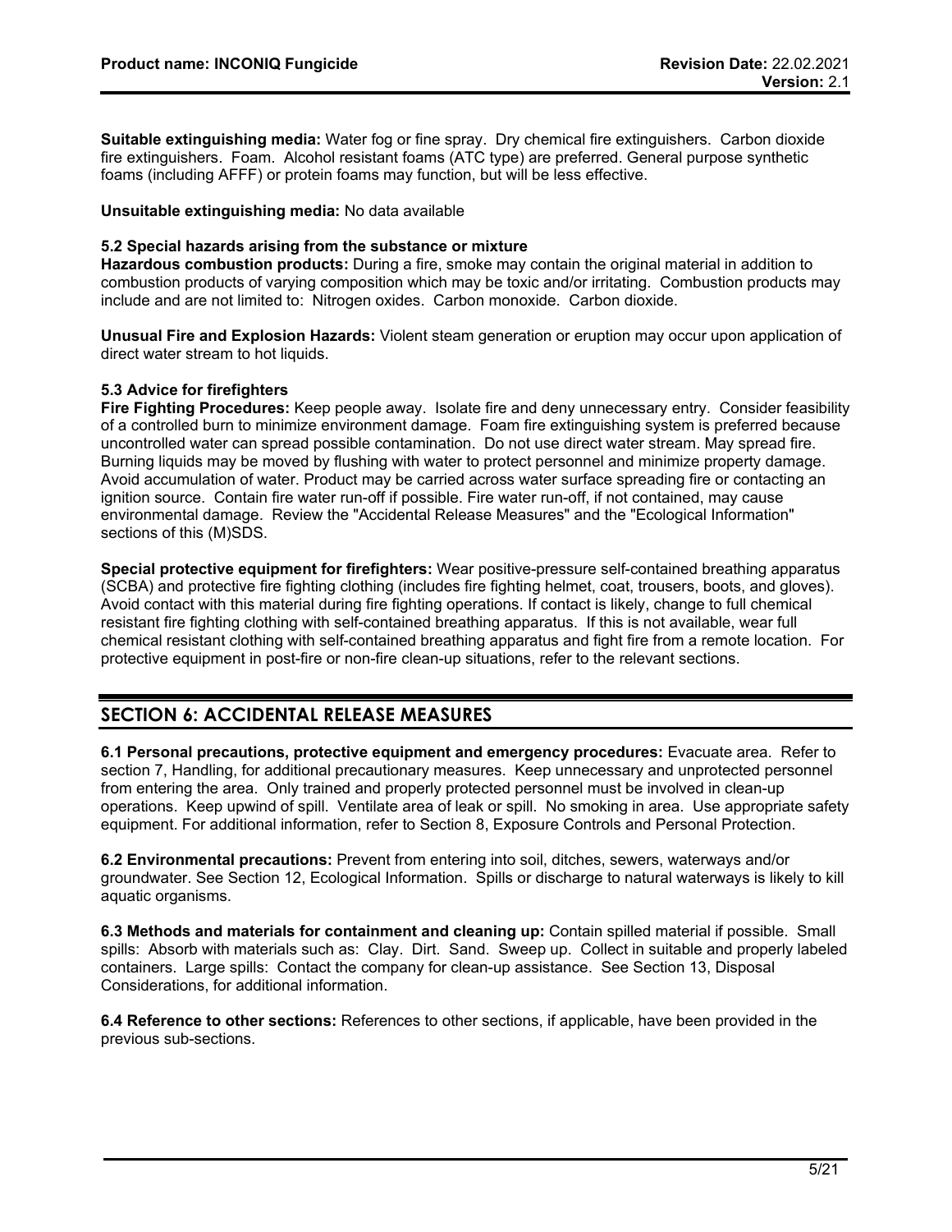**Suitable extinguishing media:** Water fog or fine spray. Dry chemical fire extinguishers. Carbon dioxide fire extinguishers. Foam. Alcohol resistant foams (ATC type) are preferred. General purpose synthetic foams (including AFFF) or protein foams may function, but will be less effective.

**Unsuitable extinguishing media:** No data available

### 5.2 Special hazards arising from the substance or mixture

**Hazardous combustion products:** During a fire, smoke may contain the original material in addition to combustion products of varying composition which may be toxic and/or irritating. Combustion products may include and are not limited to: Nitrogen oxides. Carbon monoxide. Carbon dioxide.

**Unusual Fire and Explosion Hazards:** Violent steam generation or eruption may occur upon application of direct water stream to hot liquids.

### 5.3 Advice for firefighters

**Fire Fighting Procedures:** Keep people away. Isolate fire and deny unnecessary entry. Consider feasibility of a controlled burn to minimize environment damage. Foam fire extinguishing system is preferred because uncontrolled water can spread possible contamination. Do not use direct water stream. May spread fire. Burning liquids may be moved by flushing with water to protect personnel and minimize property damage. Avoid accumulation of water. Product may be carried across water surface spreading fire or contacting an ignition source. Contain fire water run-off if possible. Fire water run-off, if not contained, may cause environmental damage. Review the "Accidental Release Measures" and the "Ecological Information" sections of this (M)SDS.

**Special protective equipment for firefighters:** Wear positive-pressure self-contained breathing apparatus (SCBA) and protective fire fighting clothing (includes fire fighting helmet, coat, trousers, boots, and gloves). Avoid contact with this material during fire fighting operations. If contact is likely, change to full chemical resistant fire fighting clothing with self-contained breathing apparatus. If this is not available, wear full chemical resistant clothing with self-contained breathing apparatus and fight fire from a remote location. For protective equipment in post-fire or non-fire clean-up situations, refer to the relevant sections.

## SECTION 6: ACCIDENTAL RELEASE MEASURES

**6.1 Personal precautions, protective equipment and emergency procedures:** Evacuate area. Refer to section 7, Handling, for additional precautionary measures. Keep unnecessary and unprotected personnel from entering the area. Only trained and properly protected personnel must be involved in clean-up operations. Keep upwind of spill. Ventilate area of leak or spill. No smoking in area. Use appropriate safety equipment. For additional information, refer to Section 8, Exposure Controls and Personal Protection.

**6.2 Environmental precautions:** Prevent from entering into soil, ditches, sewers, waterways and/or groundwater. See Section 12, Ecological Information. Spills or discharge to natural waterways is likely to kill aquatic organisms.

**6.3 Methods and materials for containment and cleaning up:** Contain spilled material if possible. Small spills: Absorb with materials such as: Clay. Dirt. Sand. Sweep up. Collect in suitable and properly labeled containers. Large spills: Contact the company for clean-up assistance. See Section 13, Disposal Considerations, for additional information.

**6.4 Reference to other sections:** References to other sections, if applicable, have been provided in the previous sub-sections.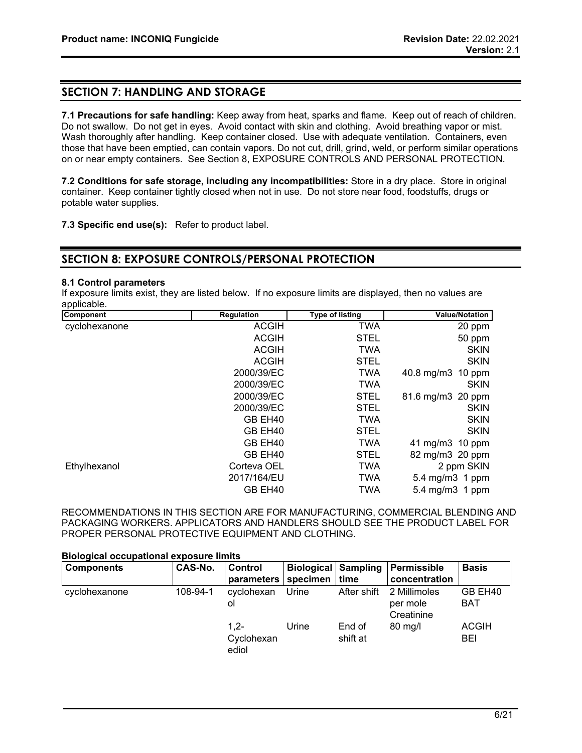## SECTION 7: HANDLING AND STORAGE

**7.1 Precautions for safe handling:** Keep away from heat, sparks and flame. Keep out of reach of children. Do not swallow. Do not get in eyes. Avoid contact with skin and clothing. Avoid breathing vapor or mist. Wash thoroughly after handling. Keep container closed. Use with adequate ventilation. Containers, even those that have been emptied, can contain vapors. Do not cut, drill, grind, weld, or perform similar operations on or near empty containers. See Section 8, EXPOSURE CONTROLS AND PERSONAL PROTECTION.

**7.2 Conditions for safe storage, including any incompatibilities:** Store in a dry place. Store in original container. Keep container tightly closed when not in use. Do not store near food, foodstuffs, drugs or potable water supplies.

**7.3 Specific end use(s):** Refer to product label.

## SECTION 8: EXPOSURE CONTROLS/PERSONAL PROTECTION

**8.1 Control parameters**

If exposure limits exist, they are listed below. If no exposure limits are displayed, then no values are applicable.

| Component | Regulation | Type of listing | Value/Notation |
|---|---|---|---|
| cyclohexanone | ACGIH | TWA | 20 ppm |
| | ACGIH | STEL | 50 ppm |
| | ACGIH | TWA | SKIN |
| | ACGIH | STEL | SKIN |
| | 2000/39/EC | TWA | 40.8 mg/m3 10 ppm |
| | 2000/39/EC | TWA | SKIN |
| | 2000/39/EC | STEL | 81.6 mg/m3 20 ppm |
| | 2000/39/EC | STEL | SKIN |
| | GB EH40 | TWA | SKIN |
| | GB EH40 | STEL | SKIN |
| | GB EH40 | TWA | 41 mg/m3 10 ppm |
| | GB EH40 | STEL | 82 mg/m3 20 ppm |
| Ethylhexanol | Corteva OEL | TWA | 2 ppm SKIN |
| | 2017/164/EU | TWA | 5.4 mg/m3 1 ppm |
| | GB EH40 | TWA | 5.4 mg/m3 1 ppm |

RECOMMENDATIONS IN THIS SECTION ARE FOR MANUFACTURING, COMMERCIAL BLENDING AND PACKAGING WORKERS. APPLICATORS AND HANDLERS SHOULD SEE THE PRODUCT LABEL FOR PROPER PERSONAL PROTECTIVE EQUIPMENT AND CLOTHING.

**Biological occupational exposure limits**

| Components | CAS-No. | Control parameters | Biological specimen | Sampling time | Permissible concentration | Basis |
|---|---|---|---|---|---|---|
| cyclohexanone | 108-94-1 | cyclohexanol | Urine | After shift | 2 Millimoles per mole Creatinine | GB EH40 BAT |
| | | 1,2-Cyclohexanediol | Urine | End of shift at | 80 mg/l | ACGIH BEI |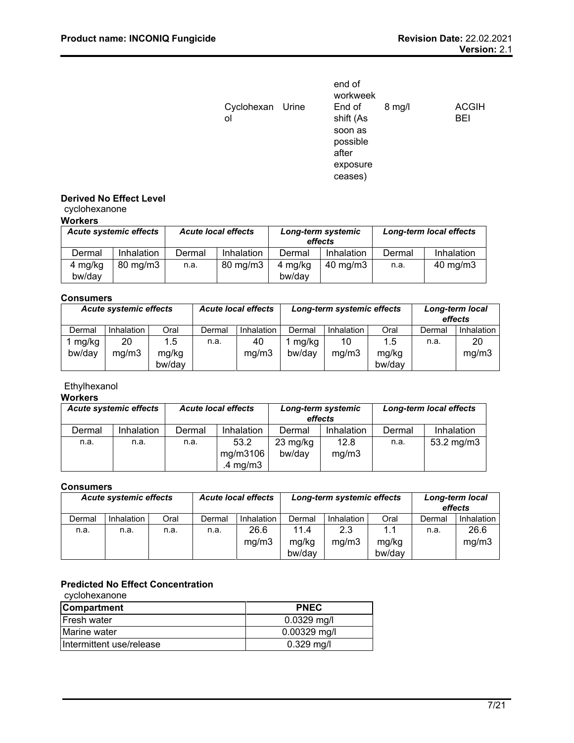| | | | | |
|---|---|---|---|---|
| | | end of workweek | | |
| Cyclohexanol | Urine | End of shift (As soon as possible after exposure ceases) | 8 mg/l | ACGIH BEI |

**Derived No Effect Level**

cyclohexanone

**Workers**

| *Acute systemic effects* | | *Acute local effects* | | *Long-term systemic effects* | | *Long-term local effects* | |
|---|---|---|---|---|---|---|---|
| Dermal | Inhalation | Dermal | Inhalation | Dermal | Inhalation | Dermal | Inhalation |
| 4 mg/kg bw/day | 80 mg/m3 | n.a. | 80 mg/m3 | 4 mg/kg bw/day | 40 mg/m3 | n.a. | 40 mg/m3 |

**Consumers**

| *Acute systemic effects* | | | *Acute local effects* | | *Long-term systemic effects* | | | *Long-term local effects* | |
|---|---|---|---|---|---|---|---|---|---|
| Dermal | Inhalation | Oral | Dermal | Inhalation | Dermal | Inhalation | Oral | Dermal | Inhalation |
| 1 mg/kg bw/day | 20 mg/m3 | 1.5 mg/kg bw/day | n.a. | 40 mg/m3 | 1 mg/kg bw/day | 10 mg/m3 | 1.5 mg/kg bw/day | n.a. | 20 mg/m3 |

Ethylhexanol

**Workers**

| *Acute systemic effects* | | *Acute local effects* | | *Long-term systemic effects* | | *Long-term local effects* | |
|---|---|---|---|---|---|---|---|
| Dermal | Inhalation | Dermal | Inhalation | Dermal | Inhalation | Dermal | Inhalation |
| n.a. | n.a. | n.a. | 53.2 mg/m3106.4 mg/m3 | 23 mg/kg bw/day | 12.8 mg/m3 | n.a. | 53.2 mg/m3 |

**Consumers**

| *Acute systemic effects* | | | *Acute local effects* | | *Long-term systemic effects* | | | *Long-term local effects* | |
|---|---|---|---|---|---|---|---|---|---|
| Dermal | Inhalation | Oral | Dermal | Inhalation | Dermal | Inhalation | Oral | Dermal | Inhalation |
| n.a. | n.a. | n.a. | n.a. | 26.6 mg/m3 | 11.4 mg/kg bw/day | 2.3 mg/m3 | 1.1 mg/kg bw/day | n.a. | 26.6 mg/m3 |

**Predicted No Effect Concentration**

cyclohexanone

| Compartment | PNEC |
|---|---|
| Fresh water | 0.0329 mg/l |
| Marine water | 0.00329 mg/l |
| Intermittent use/release | 0.329 mg/l |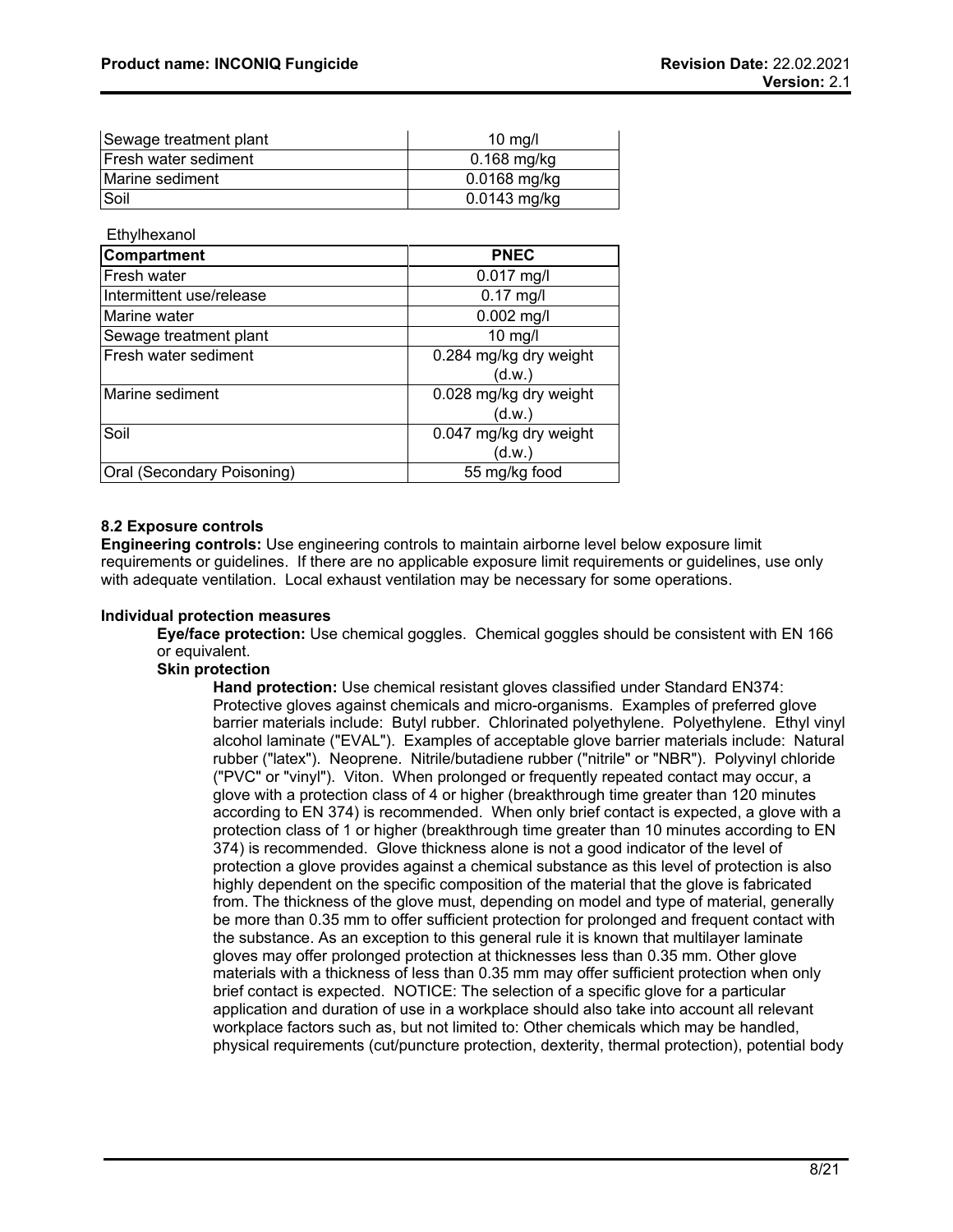| | |
|---|---|
| Sewage treatment plant | 10 mg/l |
| Fresh water sediment | 0.168 mg/kg |
| Marine sediment | 0.0168 mg/kg |
| Soil | 0.0143 mg/kg |

Ethylhexanol

| Compartment | PNEC |
|---|---|
| Fresh water | 0.017 mg/l |
| Intermittent use/release | 0.17 mg/l |
| Marine water | 0.002 mg/l |
| Sewage treatment plant | 10 mg/l |
| Fresh water sediment | 0.284 mg/kg dry weight (d.w.) |
| Marine sediment | 0.028 mg/kg dry weight (d.w.) |
| Soil | 0.047 mg/kg dry weight (d.w.) |
| Oral (Secondary Poisoning) | 55 mg/kg food |

### 8.2 Exposure controls

**Engineering controls:** Use engineering controls to maintain airborne level below exposure limit requirements or guidelines. If there are no applicable exposure limit requirements or guidelines, use only with adequate ventilation. Local exhaust ventilation may be necessary for some operations.

**Individual protection measures**

**Eye/face protection:** Use chemical goggles. Chemical goggles should be consistent with EN 166 or equivalent.

**Skin protection**

**Hand protection:** Use chemical resistant gloves classified under Standard EN374: Protective gloves against chemicals and micro-organisms. Examples of preferred glove barrier materials include: Butyl rubber. Chlorinated polyethylene. Polyethylene. Ethyl vinyl alcohol laminate ("EVAL"). Examples of acceptable glove barrier materials include: Natural rubber ("latex"). Neoprene. Nitrile/butadiene rubber ("nitrile" or "NBR"). Polyvinyl chloride ("PVC" or "vinyl"). Viton. When prolonged or frequently repeated contact may occur, a glove with a protection class of 4 or higher (breakthrough time greater than 120 minutes according to EN 374) is recommended. When only brief contact is expected, a glove with a protection class of 1 or higher (breakthrough time greater than 10 minutes according to EN 374) is recommended. Glove thickness alone is not a good indicator of the level of protection a glove provides against a chemical substance as this level of protection is also highly dependent on the specific composition of the material that the glove is fabricated from. The thickness of the glove must, depending on model and type of material, generally be more than 0.35 mm to offer sufficient protection for prolonged and frequent contact with the substance. As an exception to this general rule it is known that multilayer laminate gloves may offer prolonged protection at thicknesses less than 0.35 mm. Other glove materials with a thickness of less than 0.35 mm may offer sufficient protection when only brief contact is expected. NOTICE: The selection of a specific glove for a particular application and duration of use in a workplace should also take into account all relevant workplace factors such as, but not limited to: Other chemicals which may be handled, physical requirements (cut/puncture protection, dexterity, thermal protection), potential body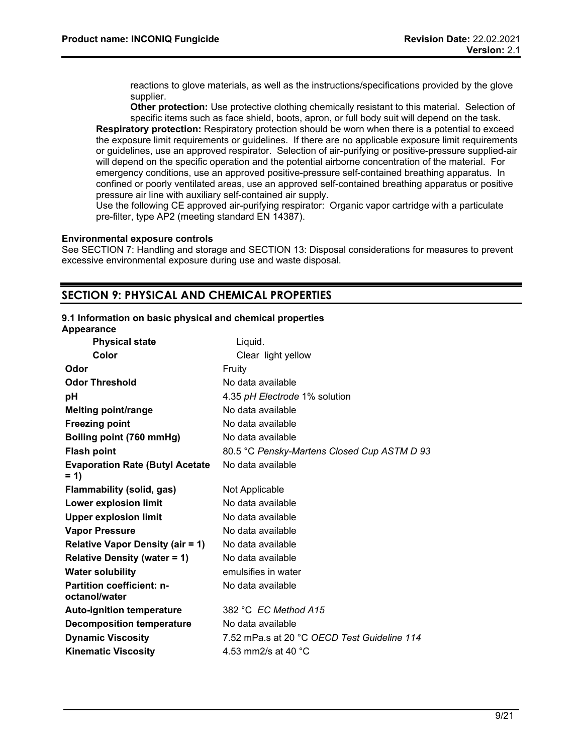reactions to glove materials, as well as the instructions/specifications provided by the glove supplier.

**Other protection:** Use protective clothing chemically resistant to this material. Selection of specific items such as face shield, boots, apron, or full body suit will depend on the task.

**Respiratory protection:** Respiratory protection should be worn when there is a potential to exceed the exposure limit requirements or guidelines. If there are no applicable exposure limit requirements or guidelines, use an approved respirator. Selection of air-purifying or positive-pressure supplied-air will depend on the specific operation and the potential airborne concentration of the material. For emergency conditions, use an approved positive-pressure self-contained breathing apparatus. In confined or poorly ventilated areas, use an approved self-contained breathing apparatus or positive pressure air line with auxiliary self-contained air supply.

Use the following CE approved air-purifying respirator: Organic vapor cartridge with a particulate pre-filter, type AP2 (meeting standard EN 14387).

**Environmental exposure controls**

See SECTION 7: Handling and storage and SECTION 13: Disposal considerations for measures to prevent excessive environmental exposure during use and waste disposal.

## SECTION 9: PHYSICAL AND CHEMICAL PROPERTIES

**9.1 Information on basic physical and chemical properties**

**Appearance**

| | |
|---|---|
| **Physical state** | Liquid. |
| **Color** | Clear light yellow |
| **Odor** | Fruity |
| **Odor Threshold** | No data available |
| **pH** | 4.35 *pH Electrode* 1% solution |
| **Melting point/range** | No data available |
| **Freezing point** | No data available |
| **Boiling point (760 mmHg)** | No data available |
| **Flash point** | 80.5 °C *Pensky-Martens Closed Cup ASTM D 93* |
| **Evaporation Rate (Butyl Acetate = 1)** | No data available |
| **Flammability (solid, gas)** | Not Applicable |
| **Lower explosion limit** | No data available |
| **Upper explosion limit** | No data available |
| **Vapor Pressure** | No data available |
| **Relative Vapor Density (air = 1)** | No data available |
| **Relative Density (water = 1)** | No data available |
| **Water solubility** | emulsifies in water |
| **Partition coefficient: n-octanol/water** | No data available |
| **Auto-ignition temperature** | 382 °C *EC Method A15* |
| **Decomposition temperature** | No data available |
| **Dynamic Viscosity** | 7.52 mPa.s at 20 °C *OECD Test Guideline 114* |
| **Kinematic Viscosity** | 4.53 mm2/s at 40 °C |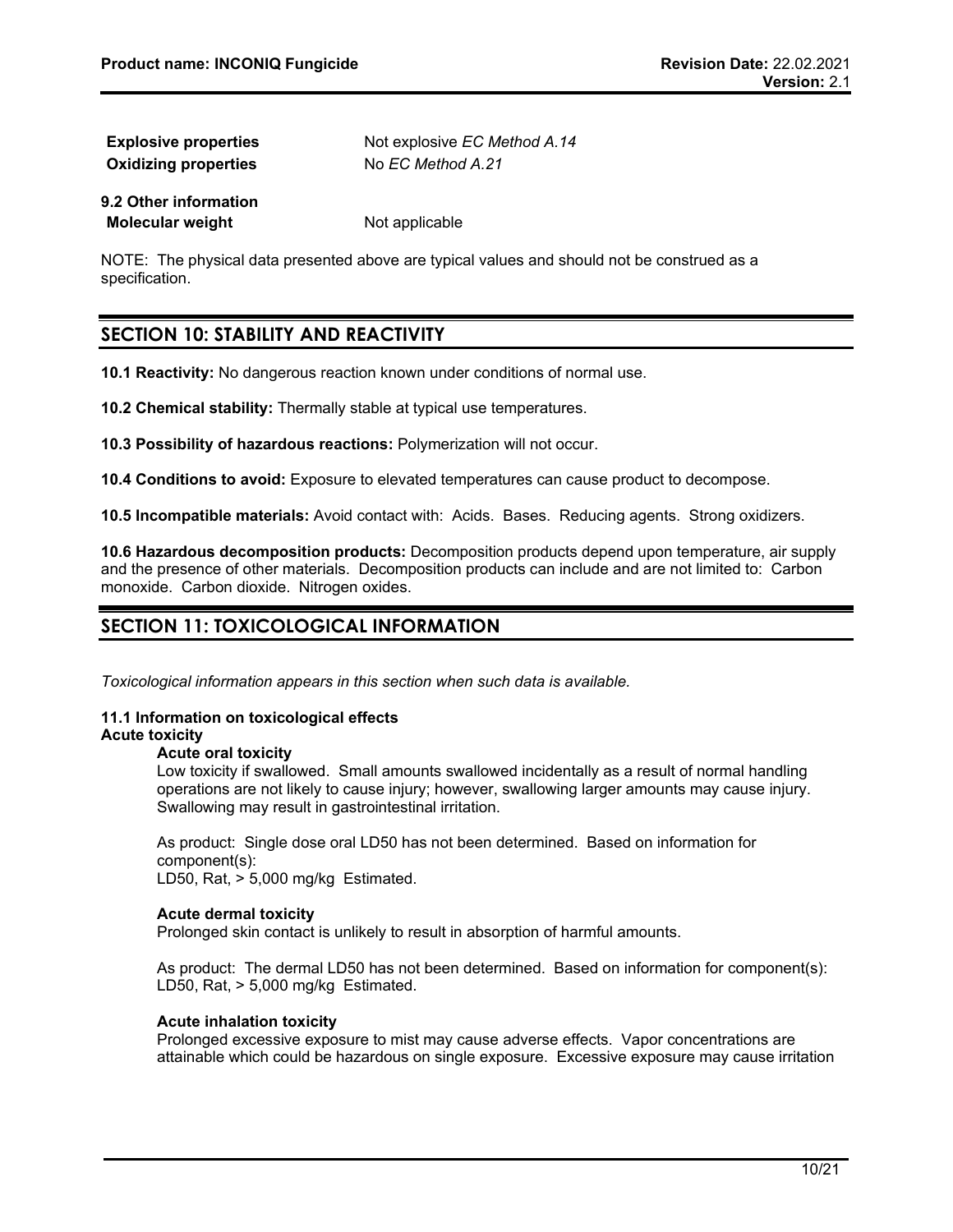| | |
|---|---|
| **Explosive properties** | Not explosive *EC Method A.14* |
| **Oxidizing properties** | No *EC Method A.21* |

**9.2 Other information**

| | |
|---|---|
| **Molecular weight** | Not applicable |

NOTE: The physical data presented above are typical values and should not be construed as a specification.

## SECTION 10: STABILITY AND REACTIVITY

**10.1 Reactivity:** No dangerous reaction known under conditions of normal use.

**10.2 Chemical stability:** Thermally stable at typical use temperatures.

**10.3 Possibility of hazardous reactions:** Polymerization will not occur.

**10.4 Conditions to avoid:** Exposure to elevated temperatures can cause product to decompose.

**10.5 Incompatible materials:** Avoid contact with: Acids. Bases. Reducing agents. Strong oxidizers.

**10.6 Hazardous decomposition products:** Decomposition products depend upon temperature, air supply and the presence of other materials. Decomposition products can include and are not limited to: Carbon monoxide. Carbon dioxide. Nitrogen oxides.

## SECTION 11: TOXICOLOGICAL INFORMATION

*Toxicological information appears in this section when such data is available.*

**11.1 Information on toxicological effects**

**Acute toxicity**

**Acute oral toxicity**

Low toxicity if swallowed. Small amounts swallowed incidentally as a result of normal handling operations are not likely to cause injury; however, swallowing larger amounts may cause injury. Swallowing may result in gastrointestinal irritation.

As product: Single dose oral LD50 has not been determined. Based on information for component(s):
LD50, Rat, > 5,000 mg/kg Estimated.

**Acute dermal toxicity**

Prolonged skin contact is unlikely to result in absorption of harmful amounts.

As product: The dermal LD50 has not been determined. Based on information for component(s):
LD50, Rat, > 5,000 mg/kg Estimated.

**Acute inhalation toxicity**

Prolonged excessive exposure to mist may cause adverse effects. Vapor concentrations are attainable which could be hazardous on single exposure. Excessive exposure may cause irritation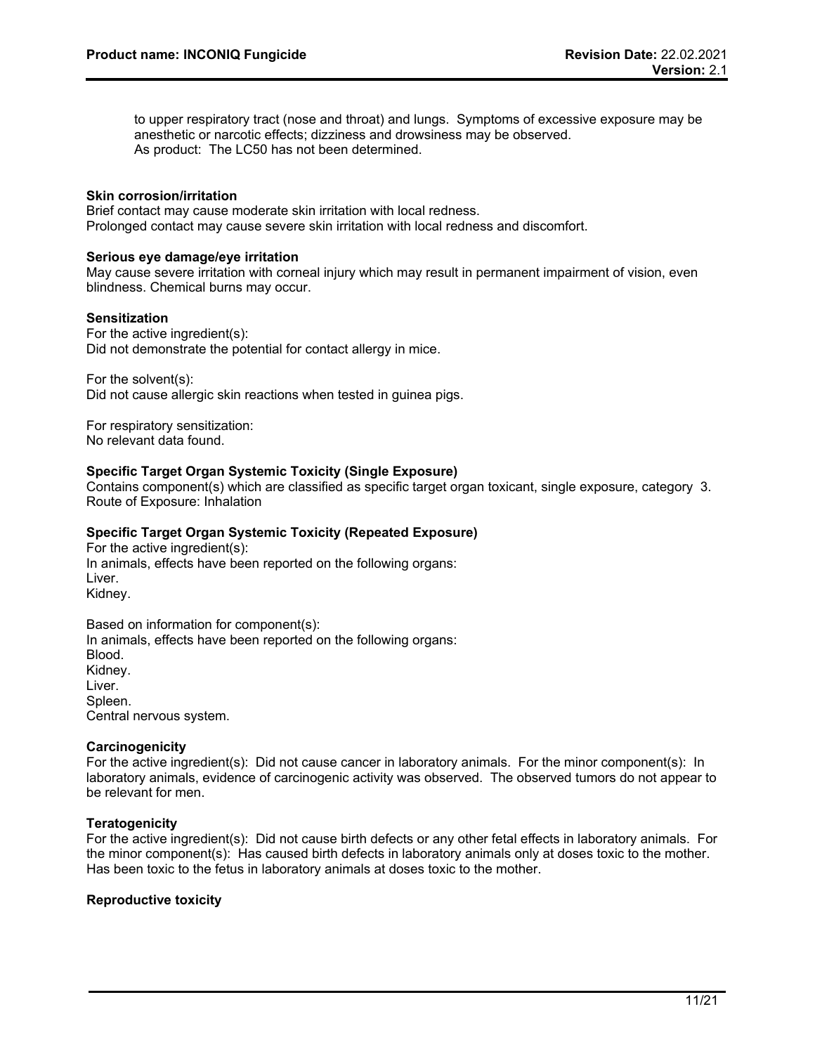to upper respiratory tract (nose and throat) and lungs. Symptoms of excessive exposure may be anesthetic or narcotic effects; dizziness and drowsiness may be observed.
As product: The LC50 has not been determined.

**Skin corrosion/irritation**
Brief contact may cause moderate skin irritation with local redness.
Prolonged contact may cause severe skin irritation with local redness and discomfort.

**Serious eye damage/eye irritation**
May cause severe irritation with corneal injury which may result in permanent impairment of vision, even blindness. Chemical burns may occur.

**Sensitization**
For the active ingredient(s):
Did not demonstrate the potential for contact allergy in mice.

For the solvent(s):
Did not cause allergic skin reactions when tested in guinea pigs.

For respiratory sensitization:
No relevant data found.

**Specific Target Organ Systemic Toxicity (Single Exposure)**
Contains component(s) which are classified as specific target organ toxicant, single exposure, category 3.
Route of Exposure: Inhalation

**Specific Target Organ Systemic Toxicity (Repeated Exposure)**
For the active ingredient(s):
In animals, effects have been reported on the following organs:
Liver.
Kidney.

Based on information for component(s):
In animals, effects have been reported on the following organs:
Blood.
Kidney.
Liver.
Spleen.
Central nervous system.

**Carcinogenicity**
For the active ingredient(s): Did not cause cancer in laboratory animals. For the minor component(s): In laboratory animals, evidence of carcinogenic activity was observed. The observed tumors do not appear to be relevant for men.

**Teratogenicity**
For the active ingredient(s): Did not cause birth defects or any other fetal effects in laboratory animals. For the minor component(s): Has caused birth defects in laboratory animals only at doses toxic to the mother. Has been toxic to the fetus in laboratory animals at doses toxic to the mother.

**Reproductive toxicity**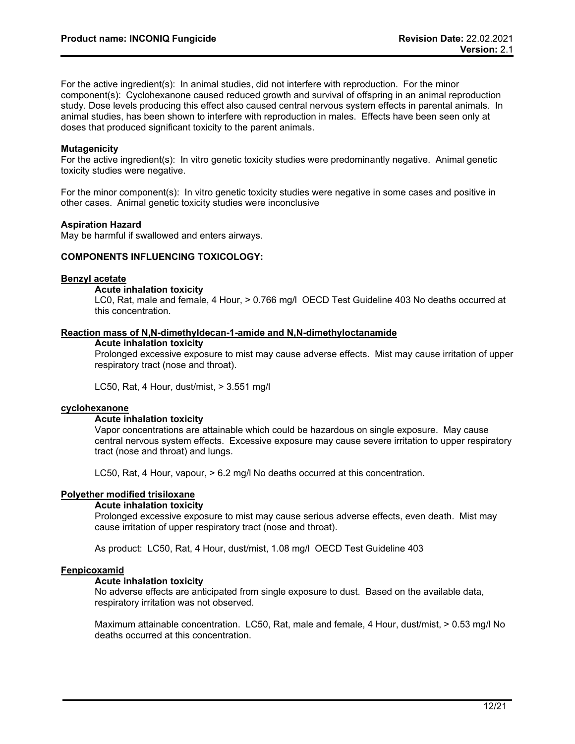For the active ingredient(s): In animal studies, did not interfere with reproduction. For the minor component(s): Cyclohexanone caused reduced growth and survival of offspring in an animal reproduction study. Dose levels producing this effect also caused central nervous system effects in parental animals. In animal studies, has been shown to interfere with reproduction in males. Effects have been seen only at doses that produced significant toxicity to the parent animals.

**Mutagenicity**
For the active ingredient(s): In vitro genetic toxicity studies were predominantly negative. Animal genetic toxicity studies were negative.

For the minor component(s): In vitro genetic toxicity studies were negative in some cases and positive in other cases. Animal genetic toxicity studies were inconclusive

**Aspiration Hazard**
May be harmful if swallowed and enters airways.

**COMPONENTS INFLUENCING TOXICOLOGY:**

**Benzyl acetate**

**Acute inhalation toxicity**
LC0, Rat, male and female, 4 Hour, > 0.766 mg/l OECD Test Guideline 403 No deaths occurred at this concentration.

**Reaction mass of N,N-dimethyldecan-1-amide and N,N-dimethyloctanamide**

**Acute inhalation toxicity**
Prolonged excessive exposure to mist may cause adverse effects. Mist may cause irritation of upper respiratory tract (nose and throat).

LC50, Rat, 4 Hour, dust/mist, > 3.551 mg/l

**cyclohexanone**

**Acute inhalation toxicity**
Vapor concentrations are attainable which could be hazardous on single exposure. May cause central nervous system effects. Excessive exposure may cause severe irritation to upper respiratory tract (nose and throat) and lungs.

LC50, Rat, 4 Hour, vapour, > 6.2 mg/l No deaths occurred at this concentration.

**Polyether modified trisiloxane**

**Acute inhalation toxicity**
Prolonged excessive exposure to mist may cause serious adverse effects, even death. Mist may cause irritation of upper respiratory tract (nose and throat).

As product: LC50, Rat, 4 Hour, dust/mist, 1.08 mg/l OECD Test Guideline 403

**Fenpicoxamid**

**Acute inhalation toxicity**
No adverse effects are anticipated from single exposure to dust. Based on the available data, respiratory irritation was not observed.

Maximum attainable concentration. LC50, Rat, male and female, 4 Hour, dust/mist, > 0.53 mg/l No deaths occurred at this concentration.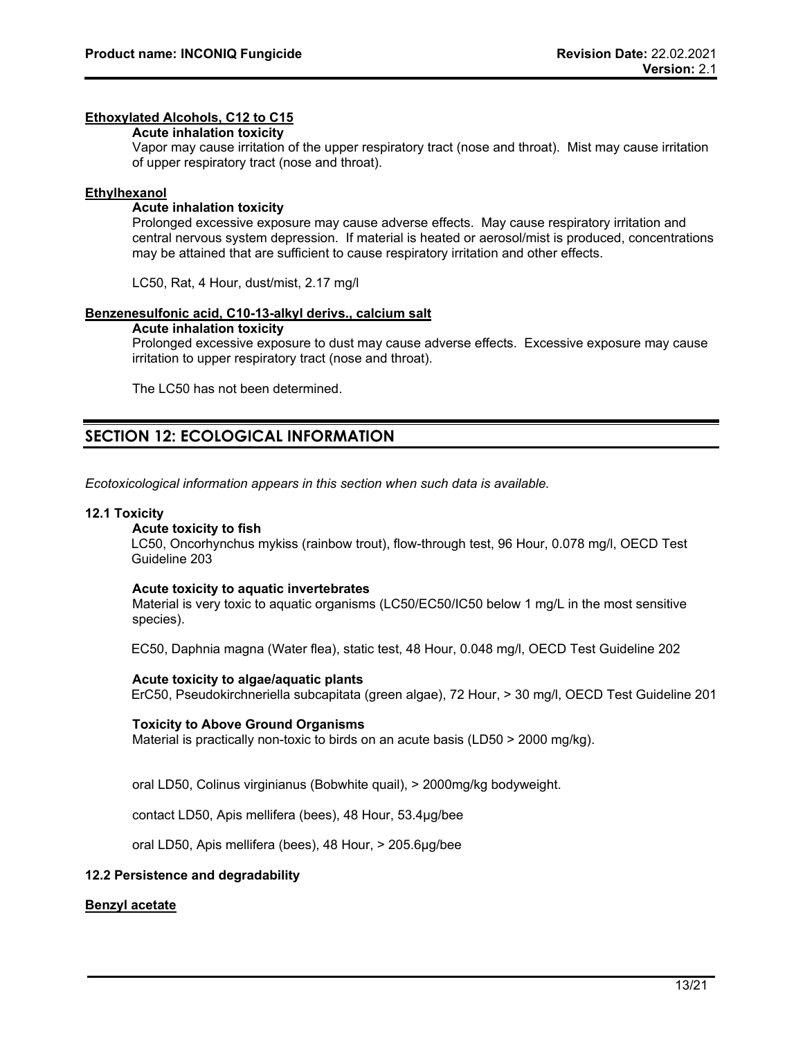**Ethoxylated Alcohols, C12 to C15**

**Acute inhalation toxicity**

Vapor may cause irritation of the upper respiratory tract (nose and throat). Mist may cause irritation of upper respiratory tract (nose and throat).

**Ethylhexanol**

**Acute inhalation toxicity**

Prolonged excessive exposure may cause adverse effects. May cause respiratory irritation and central nervous system depression. If material is heated or aerosol/mist is produced, concentrations may be attained that are sufficient to cause respiratory irritation and other effects.

LC50, Rat, 4 Hour, dust/mist, 2.17 mg/l

**Benzenesulfonic acid, C10-13-alkyl derivs., calcium salt**

**Acute inhalation toxicity**

Prolonged excessive exposure to dust may cause adverse effects. Excessive exposure may cause irritation to upper respiratory tract (nose and throat).

The LC50 has not been determined.

## SECTION 12: ECOLOGICAL INFORMATION

*Ecotoxicological information appears in this section when such data is available.*

### 12.1 Toxicity

**Acute toxicity to fish**

LC50, Oncorhynchus mykiss (rainbow trout), flow-through test, 96 Hour, 0.078 mg/l, OECD Test Guideline 203

**Acute toxicity to aquatic invertebrates**

Material is very toxic to aquatic organisms (LC50/EC50/IC50 below 1 mg/L in the most sensitive species).

EC50, Daphnia magna (Water flea), static test, 48 Hour, 0.048 mg/l, OECD Test Guideline 202

**Acute toxicity to algae/aquatic plants**

ErC50, Pseudokirchneriella subcapitata (green algae), 72 Hour, > 30 mg/l, OECD Test Guideline 201

**Toxicity to Above Ground Organisms**

Material is practically non-toxic to birds on an acute basis (LD50 > 2000 mg/kg).

oral LD50, Colinus virginianus (Bobwhite quail), > 2000mg/kg bodyweight.

contact LD50, Apis mellifera (bees), 48 Hour, 53.4µg/bee

oral LD50, Apis mellifera (bees), 48 Hour, > 205.6µg/bee

### 12.2 Persistence and degradability

**Benzyl acetate**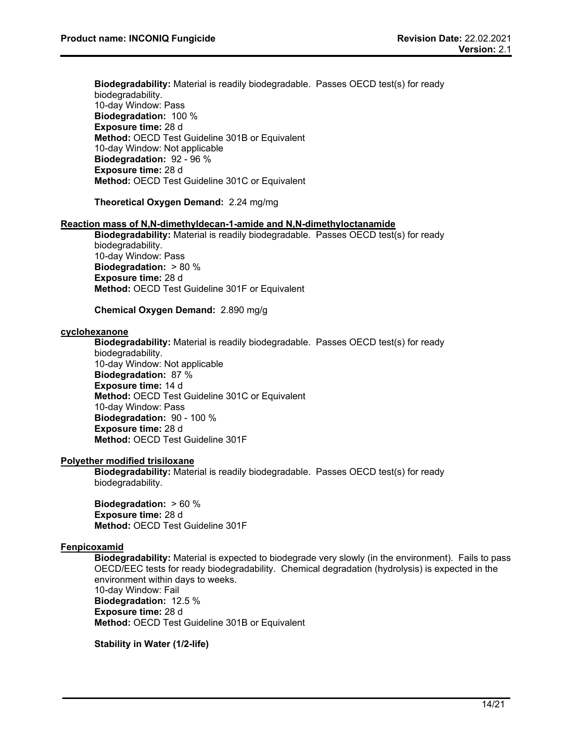**Biodegradability:** Material is readily biodegradable. Passes OECD test(s) for ready biodegradability.
10-day Window: Pass
**Biodegradation:** 100 %
**Exposure time:** 28 d
**Method:** OECD Test Guideline 301B or Equivalent
10-day Window: Not applicable
**Biodegradation:** 92 - 96 %
**Exposure time:** 28 d
**Method:** OECD Test Guideline 301C or Equivalent

**Theoretical Oxygen Demand:** 2.24 mg/mg

**Reaction mass of N,N-dimethyldecan-1-amide and N,N-dimethyloctanamide**

**Biodegradability:** Material is readily biodegradable. Passes OECD test(s) for ready biodegradability.
10-day Window: Pass
**Biodegradation:** > 80 %
**Exposure time:** 28 d
**Method:** OECD Test Guideline 301F or Equivalent

**Chemical Oxygen Demand:** 2.890 mg/g

**cyclohexanone**

**Biodegradability:** Material is readily biodegradable. Passes OECD test(s) for ready biodegradability.
10-day Window: Not applicable
**Biodegradation:** 87 %
**Exposure time:** 14 d
**Method:** OECD Test Guideline 301C or Equivalent
10-day Window: Pass
**Biodegradation:** 90 - 100 %
**Exposure time:** 28 d
**Method:** OECD Test Guideline 301F

**Polyether modified trisiloxane**

**Biodegradability:** Material is readily biodegradable. Passes OECD test(s) for ready biodegradability.

**Biodegradation:** > 60 %
**Exposure time:** 28 d
**Method:** OECD Test Guideline 301F

**Fenpicoxamid**

**Biodegradability:** Material is expected to biodegrade very slowly (in the environment). Fails to pass OECD/EEC tests for ready biodegradability. Chemical degradation (hydrolysis) is expected in the environment within days to weeks.
10-day Window: Fail
**Biodegradation:** 12.5 %
**Exposure time:** 28 d
**Method:** OECD Test Guideline 301B or Equivalent

**Stability in Water (1/2-life)**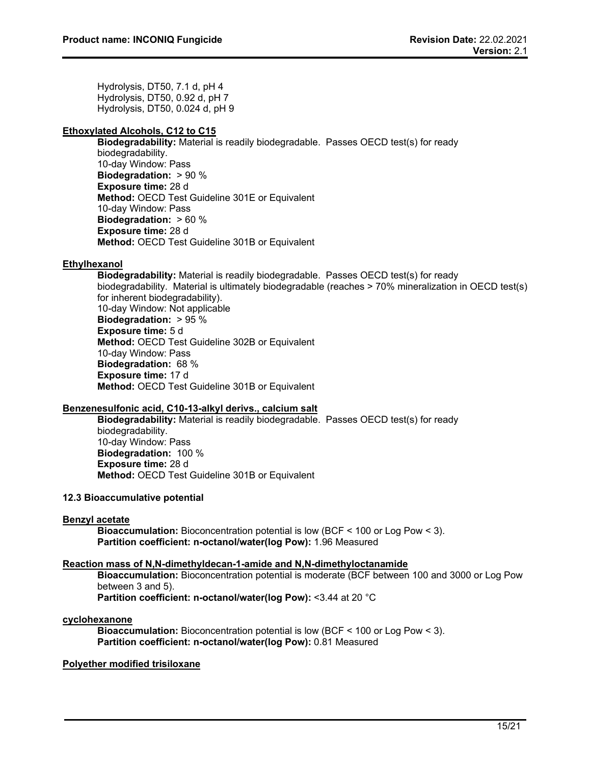Hydrolysis, DT50, 7.1 d, pH 4
Hydrolysis, DT50, 0.92 d, pH 7
Hydrolysis, DT50, 0.024 d, pH 9

**Ethoxylated Alcohols, C12 to C15**

**Biodegradability:** Material is readily biodegradable. Passes OECD test(s) for ready biodegradability.
10-day Window: Pass
**Biodegradation:** > 90 %
**Exposure time:** 28 d
**Method:** OECD Test Guideline 301E or Equivalent
10-day Window: Pass
**Biodegradation:** > 60 %
**Exposure time:** 28 d
**Method:** OECD Test Guideline 301B or Equivalent

**Ethylhexanol**

**Biodegradability:** Material is readily biodegradable. Passes OECD test(s) for ready biodegradability. Material is ultimately biodegradable (reaches > 70% mineralization in OECD test(s) for inherent biodegradability).
10-day Window: Not applicable
**Biodegradation:** > 95 %
**Exposure time:** 5 d
**Method:** OECD Test Guideline 302B or Equivalent
10-day Window: Pass
**Biodegradation:** 68 %
**Exposure time:** 17 d
**Method:** OECD Test Guideline 301B or Equivalent

**Benzenesulfonic acid, C10-13-alkyl derivs., calcium salt**

**Biodegradability:** Material is readily biodegradable. Passes OECD test(s) for ready biodegradability.
10-day Window: Pass
**Biodegradation:** 100 %
**Exposure time:** 28 d
**Method:** OECD Test Guideline 301B or Equivalent

### 12.3 Bioaccumulative potential

**Benzyl acetate**

**Bioaccumulation:** Bioconcentration potential is low (BCF < 100 or Log Pow < 3).
**Partition coefficient: n-octanol/water(log Pow):** 1.96 Measured

**Reaction mass of N,N-dimethyldecan-1-amide and N,N-dimethyloctanamide**

**Bioaccumulation:** Bioconcentration potential is moderate (BCF between 100 and 3000 or Log Pow between 3 and 5).
**Partition coefficient: n-octanol/water(log Pow):** <3.44 at 20 °C

**cyclohexanone**

**Bioaccumulation:** Bioconcentration potential is low (BCF < 100 or Log Pow < 3).
**Partition coefficient: n-octanol/water(log Pow):** 0.81 Measured

**Polyether modified trisiloxane**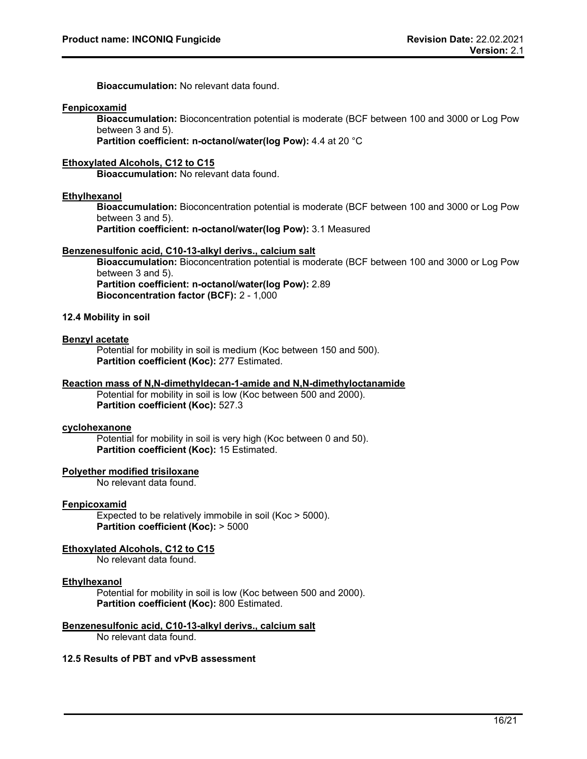**Bioaccumulation:** No relevant data found.

**Fenpicoxamid**

**Bioaccumulation:** Bioconcentration potential is moderate (BCF between 100 and 3000 or Log Pow between 3 and 5).

**Partition coefficient: n-octanol/water(log Pow):** 4.4 at 20 °C

**Ethoxylated Alcohols, C12 to C15**

**Bioaccumulation:** No relevant data found.

**Ethylhexanol**

**Bioaccumulation:** Bioconcentration potential is moderate (BCF between 100 and 3000 or Log Pow between 3 and 5).

**Partition coefficient: n-octanol/water(log Pow):** 3.1 Measured

**Benzenesulfonic acid, C10-13-alkyl derivs., calcium salt**

**Bioaccumulation:** Bioconcentration potential is moderate (BCF between 100 and 3000 or Log Pow between 3 and 5).

**Partition coefficient: n-octanol/water(log Pow):** 2.89

**Bioconcentration factor (BCF):** 2 - 1,000

### 12.4 Mobility in soil

**Benzyl acetate**

Potential for mobility in soil is medium (Koc between 150 and 500).

**Partition coefficient (Koc):** 277 Estimated.

**Reaction mass of N,N-dimethyldecan-1-amide and N,N-dimethyloctanamide**

Potential for mobility in soil is low (Koc between 500 and 2000).

**Partition coefficient (Koc):** 527.3

**cyclohexanone**

Potential for mobility in soil is very high (Koc between 0 and 50).

**Partition coefficient (Koc):** 15 Estimated.

**Polyether modified trisiloxane**

No relevant data found.

**Fenpicoxamid**

Expected to be relatively immobile in soil (Koc > 5000).

**Partition coefficient (Koc):** > 5000

**Ethoxylated Alcohols, C12 to C15**

No relevant data found.

**Ethylhexanol**

Potential for mobility in soil is low (Koc between 500 and 2000).

**Partition coefficient (Koc):** 800 Estimated.

**Benzenesulfonic acid, C10-13-alkyl derivs., calcium salt**

No relevant data found.

### 12.5 Results of PBT and vPvB assessment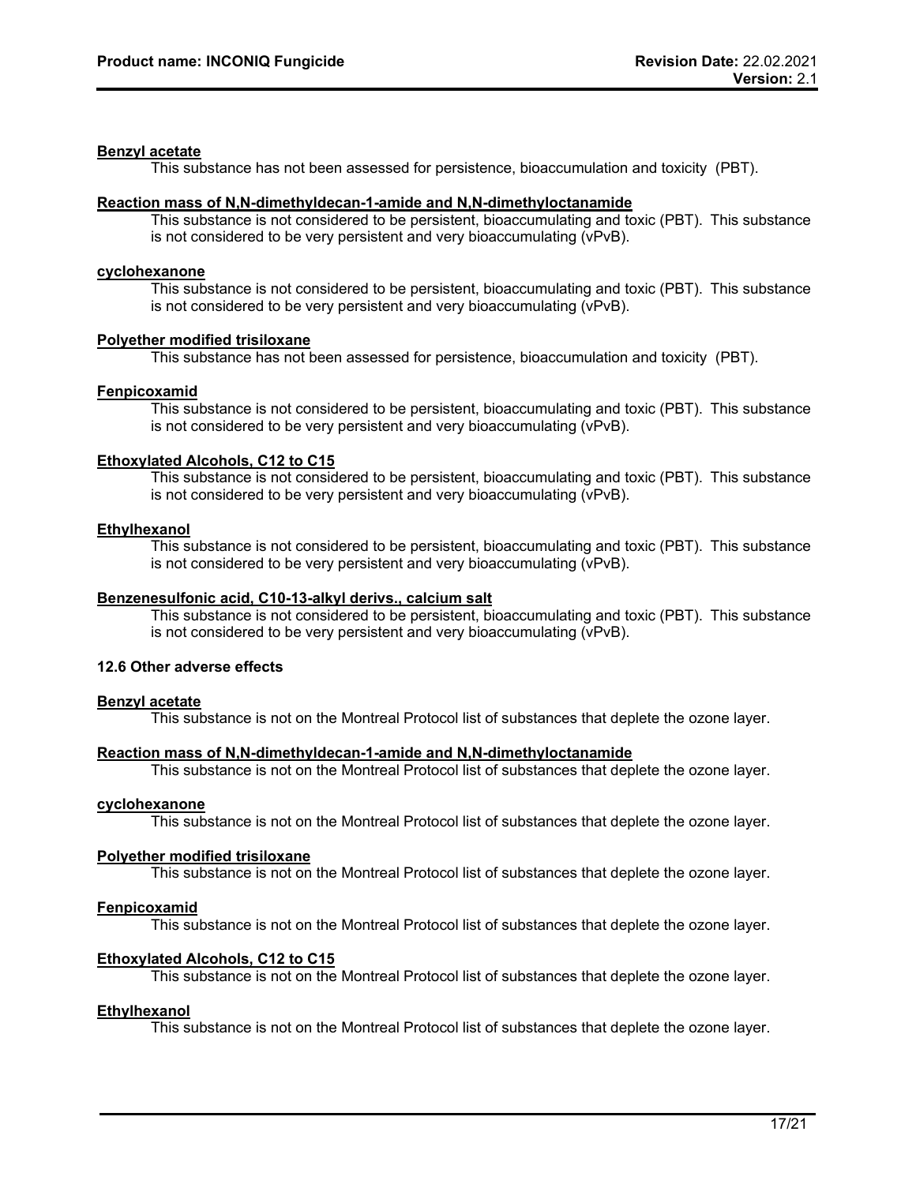**Benzyl acetate**

This substance has not been assessed for persistence, bioaccumulation and toxicity (PBT).

**Reaction mass of N,N-dimethyldecan-1-amide and N,N-dimethyloctanamide**

This substance is not considered to be persistent, bioaccumulating and toxic (PBT). This substance is not considered to be very persistent and very bioaccumulating (vPvB).

**cyclohexanone**

This substance is not considered to be persistent, bioaccumulating and toxic (PBT). This substance is not considered to be very persistent and very bioaccumulating (vPvB).

**Polyether modified trisiloxane**

This substance has not been assessed for persistence, bioaccumulation and toxicity (PBT).

**Fenpicoxamid**

This substance is not considered to be persistent, bioaccumulating and toxic (PBT). This substance is not considered to be very persistent and very bioaccumulating (vPvB).

**Ethoxylated Alcohols, C12 to C15**

This substance is not considered to be persistent, bioaccumulating and toxic (PBT). This substance is not considered to be very persistent and very bioaccumulating (vPvB).

**Ethylhexanol**

This substance is not considered to be persistent, bioaccumulating and toxic (PBT). This substance is not considered to be very persistent and very bioaccumulating (vPvB).

**Benzenesulfonic acid, C10-13-alkyl derivs., calcium salt**

This substance is not considered to be persistent, bioaccumulating and toxic (PBT). This substance is not considered to be very persistent and very bioaccumulating (vPvB).

### 12.6 Other adverse effects

**Benzyl acetate**

This substance is not on the Montreal Protocol list of substances that deplete the ozone layer.

**Reaction mass of N,N-dimethyldecan-1-amide and N,N-dimethyloctanamide**

This substance is not on the Montreal Protocol list of substances that deplete the ozone layer.

**cyclohexanone**

This substance is not on the Montreal Protocol list of substances that deplete the ozone layer.

**Polyether modified trisiloxane**

This substance is not on the Montreal Protocol list of substances that deplete the ozone layer.

**Fenpicoxamid**

This substance is not on the Montreal Protocol list of substances that deplete the ozone layer.

**Ethoxylated Alcohols, C12 to C15**

This substance is not on the Montreal Protocol list of substances that deplete the ozone layer.

**Ethylhexanol**

This substance is not on the Montreal Protocol list of substances that deplete the ozone layer.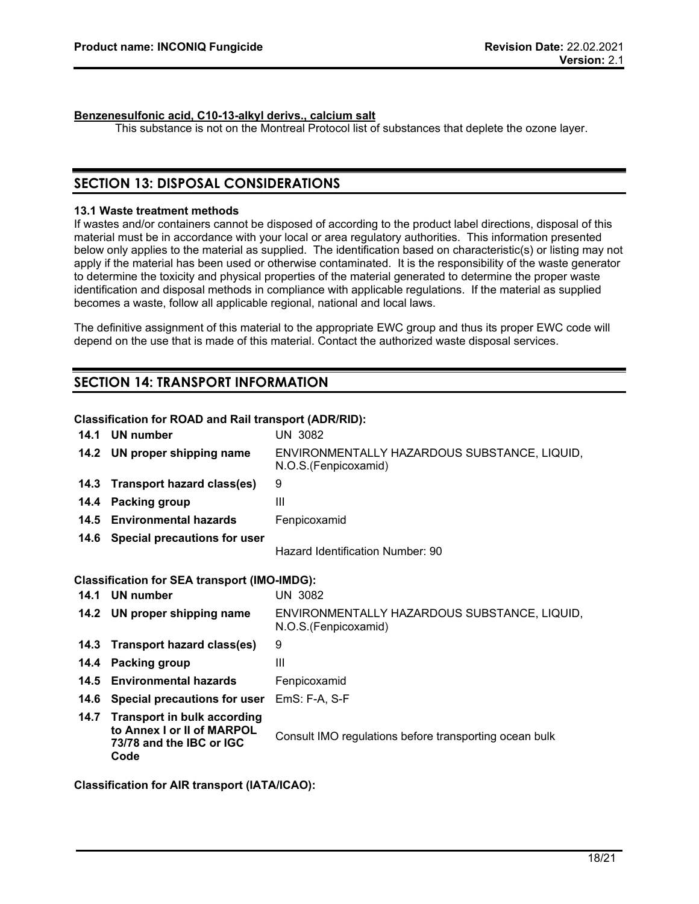**Benzenesulfonic acid, C10-13-alkyl derivs., calcium salt**

This substance is not on the Montreal Protocol list of substances that deplete the ozone layer.

## SECTION 13: DISPOSAL CONSIDERATIONS

### 13.1 Waste treatment methods

If wastes and/or containers cannot be disposed of according to the product label directions, disposal of this material must be in accordance with your local or area regulatory authorities. This information presented below only applies to the material as supplied. The identification based on characteristic(s) or listing may not apply if the material has been used or otherwise contaminated. It is the responsibility of the waste generator to determine the toxicity and physical properties of the material generated to determine the proper waste identification and disposal methods in compliance with applicable regulations. If the material as supplied becomes a waste, follow all applicable regional, national and local laws.

The definitive assignment of this material to the appropriate EWC group and thus its proper EWC code will depend on the use that is made of this material. Contact the authorized waste disposal services.

## SECTION 14: TRANSPORT INFORMATION

**Classification for ROAD and Rail transport (ADR/RID):**

| | | |
|---|---|---|
| **14.1** | **UN number** | UN 3082 |
| **14.2** | **UN proper shipping name** | ENVIRONMENTALLY HAZARDOUS SUBSTANCE, LIQUID, N.O.S.(Fenpicoxamid) |
| **14.3** | **Transport hazard class(es)** | 9 |
| **14.4** | **Packing group** | III |
| **14.5** | **Environmental hazards** | Fenpicoxamid |
| **14.6** | **Special precautions for user** | Hazard Identification Number: 90 |

**Classification for SEA transport (IMO-IMDG):**

| | | |
|---|---|---|
| **14.1** | **UN number** | UN 3082 |
| **14.2** | **UN proper shipping name** | ENVIRONMENTALLY HAZARDOUS SUBSTANCE, LIQUID, N.O.S.(Fenpicoxamid) |
| **14.3** | **Transport hazard class(es)** | 9 |
| **14.4** | **Packing group** | III |
| **14.5** | **Environmental hazards** | Fenpicoxamid |
| **14.6** | **Special precautions for user** | EmS: F-A, S-F |
| **14.7** | **Transport in bulk according to Annex I or II of MARPOL 73/78 and the IBC or IGC Code** | Consult IMO regulations before transporting ocean bulk |

**Classification for AIR transport (IATA/ICAO):**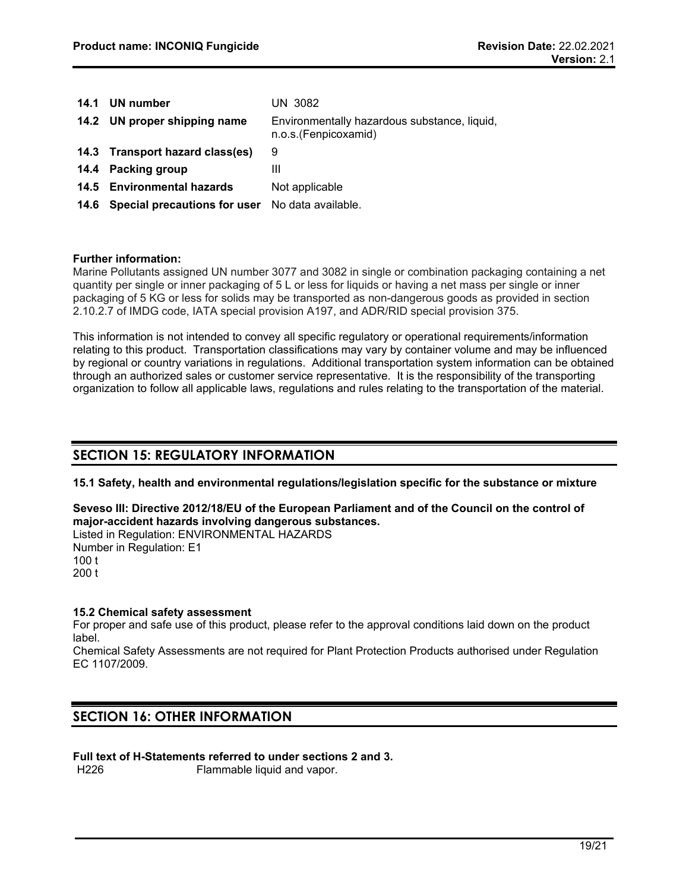| | | |
|---|---|---|
| **14.1** | **UN number** | UN 3082 |
| **14.2** | **UN proper shipping name** | Environmentally hazardous substance, liquid, n.o.s.(Fenpicoxamid) |
| **14.3** | **Transport hazard class(es)** | 9 |
| **14.4** | **Packing group** | III |
| **14.5** | **Environmental hazards** | Not applicable |
| **14.6** | **Special precautions for user** | No data available. |

**Further information:**
Marine Pollutants assigned UN number 3077 and 3082 in single or combination packaging containing a net quantity per single or inner packaging of 5 L or less for liquids or having a net mass per single or inner packaging of 5 KG or less for solids may be transported as non-dangerous goods as provided in section 2.10.2.7 of IMDG code, IATA special provision A197, and ADR/RID special provision 375.

This information is not intended to convey all specific regulatory or operational requirements/information relating to this product. Transportation classifications may vary by container volume and may be influenced by regional or country variations in regulations. Additional transportation system information can be obtained through an authorized sales or customer service representative. It is the responsibility of the transporting organization to follow all applicable laws, regulations and rules relating to the transportation of the material.

## SECTION 15: REGULATORY INFORMATION

**15.1 Safety, health and environmental regulations/legislation specific for the substance or mixture**

**Seveso III: Directive 2012/18/EU of the European Parliament and of the Council on the control of major-accident hazards involving dangerous substances.**
Listed in Regulation: ENVIRONMENTAL HAZARDS
Number in Regulation: E1
100 t
200 t

**15.2 Chemical safety assessment**
For proper and safe use of this product, please refer to the approval conditions laid down on the product label.
Chemical Safety Assessments are not required for Plant Protection Products authorised under Regulation EC 1107/2009.

## SECTION 16: OTHER INFORMATION

**Full text of H-Statements referred to under sections 2 and 3.**

| | |
|---|---|
| H226 | Flammable liquid and vapor. |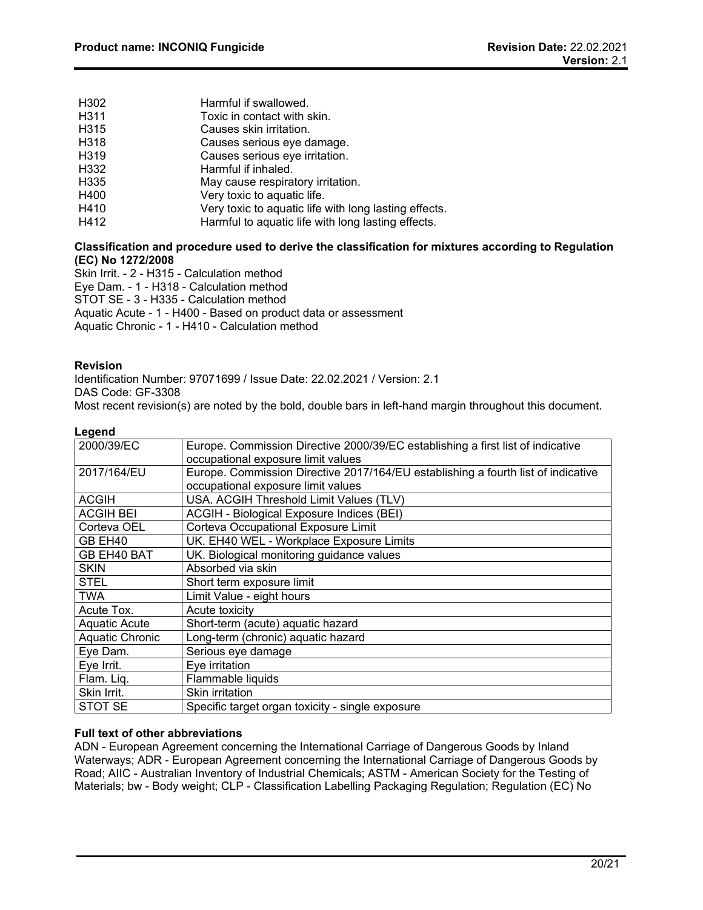H302 Harmful if swallowed.
H311 Toxic in contact with skin.
H315 Causes skin irritation.
H318 Causes serious eye damage.
H319 Causes serious eye irritation.
H332 Harmful if inhaled.
H335 May cause respiratory irritation.
H400 Very toxic to aquatic life.
H410 Very toxic to aquatic life with long lasting effects.
H412 Harmful to aquatic life with long lasting effects.

**Classification and procedure used to derive the classification for mixtures according to Regulation (EC) No 1272/2008**

Skin Irrit. - 2 - H315 - Calculation method
Eye Dam. - 1 - H318 - Calculation method
STOT SE - 3 - H335 - Calculation method
Aquatic Acute - 1 - H400 - Based on product data or assessment
Aquatic Chronic - 1 - H410 - Calculation method

**Revision**

Identification Number: 97071699 / Issue Date: 22.02.2021 / Version: 2.1
DAS Code: GF-3308
Most recent revision(s) are noted by the bold, double bars in left-hand margin throughout this document.

**Legend**

| | |
|---|---|
| 2000/39/EC | Europe. Commission Directive 2000/39/EC establishing a first list of indicative occupational exposure limit values |
| 2017/164/EU | Europe. Commission Directive 2017/164/EU establishing a fourth list of indicative occupational exposure limit values |
| ACGIH | USA. ACGIH Threshold Limit Values (TLV) |
| ACGIH BEI | ACGIH - Biological Exposure Indices (BEI) |
| Corteva OEL | Corteva Occupational Exposure Limit |
| GB EH40 | UK. EH40 WEL - Workplace Exposure Limits |
| GB EH40 BAT | UK. Biological monitoring guidance values |
| SKIN | Absorbed via skin |
| STEL | Short term exposure limit |
| TWA | Limit Value - eight hours |
| Acute Tox. | Acute toxicity |
| Aquatic Acute | Short-term (acute) aquatic hazard |
| Aquatic Chronic | Long-term (chronic) aquatic hazard |
| Eye Dam. | Serious eye damage |
| Eye Irrit. | Eye irritation |
| Flam. Liq. | Flammable liquids |
| Skin Irrit. | Skin irritation |
| STOT SE | Specific target organ toxicity - single exposure |

**Full text of other abbreviations**

ADN - European Agreement concerning the International Carriage of Dangerous Goods by Inland Waterways; ADR - European Agreement concerning the International Carriage of Dangerous Goods by Road; AIIC - Australian Inventory of Industrial Chemicals; ASTM - American Society for the Testing of Materials; bw - Body weight; CLP - Classification Labelling Packaging Regulation; Regulation (EC) No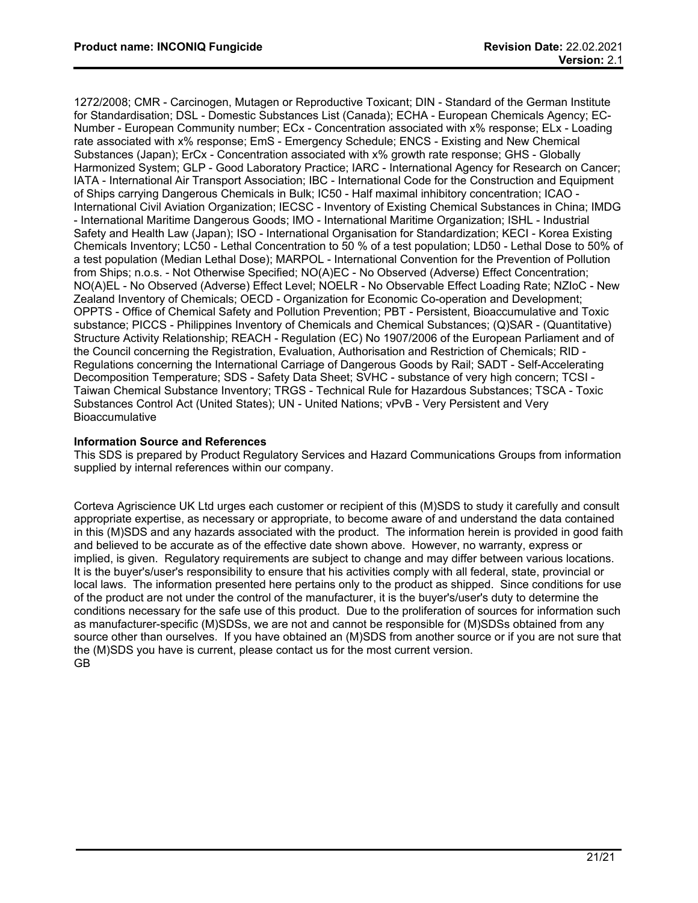1272/2008; CMR - Carcinogen, Mutagen or Reproductive Toxicant; DIN - Standard of the German Institute for Standardisation; DSL - Domestic Substances List (Canada); ECHA - European Chemicals Agency; EC-Number - European Community number; ECx - Concentration associated with x% response; ELx - Loading rate associated with x% response; EmS - Emergency Schedule; ENCS - Existing and New Chemical Substances (Japan); ErCx - Concentration associated with x% growth rate response; GHS - Globally Harmonized System; GLP - Good Laboratory Practice; IARC - International Agency for Research on Cancer; IATA - International Air Transport Association; IBC - International Code for the Construction and Equipment of Ships carrying Dangerous Chemicals in Bulk; IC50 - Half maximal inhibitory concentration; ICAO - International Civil Aviation Organization; IECSC - Inventory of Existing Chemical Substances in China; IMDG - International Maritime Dangerous Goods; IMO - International Maritime Organization; ISHL - Industrial Safety and Health Law (Japan); ISO - International Organisation for Standardization; KECI - Korea Existing Chemicals Inventory; LC50 - Lethal Concentration to 50 % of a test population; LD50 - Lethal Dose to 50% of a test population (Median Lethal Dose); MARPOL - International Convention for the Prevention of Pollution from Ships; n.o.s. - Not Otherwise Specified; NO(A)EC - No Observed (Adverse) Effect Concentration; NO(A)EL - No Observed (Adverse) Effect Level; NOELR - No Observable Effect Loading Rate; NZIoC - New Zealand Inventory of Chemicals; OECD - Organization for Economic Co-operation and Development; OPPTS - Office of Chemical Safety and Pollution Prevention; PBT - Persistent, Bioaccumulative and Toxic substance; PICCS - Philippines Inventory of Chemicals and Chemical Substances; (Q)SAR - (Quantitative) Structure Activity Relationship; REACH - Regulation (EC) No 1907/2006 of the European Parliament and of the Council concerning the Registration, Evaluation, Authorisation and Restriction of Chemicals; RID - Regulations concerning the International Carriage of Dangerous Goods by Rail; SADT - Self-Accelerating Decomposition Temperature; SDS - Safety Data Sheet; SVHC - substance of very high concern; TCSI - Taiwan Chemical Substance Inventory; TRGS - Technical Rule for Hazardous Substances; TSCA - Toxic Substances Control Act (United States); UN - United Nations; vPvB - Very Persistent and Very Bioaccumulative

**Information Source and References**

This SDS is prepared by Product Regulatory Services and Hazard Communications Groups from information supplied by internal references within our company.

Corteva Agriscience UK Ltd urges each customer or recipient of this (M)SDS to study it carefully and consult appropriate expertise, as necessary or appropriate, to become aware of and understand the data contained in this (M)SDS and any hazards associated with the product. The information herein is provided in good faith and believed to be accurate as of the effective date shown above. However, no warranty, express or implied, is given. Regulatory requirements are subject to change and may differ between various locations. It is the buyer's/user's responsibility to ensure that his activities comply with all federal, state, provincial or local laws. The information presented here pertains only to the product as shipped. Since conditions for use of the product are not under the control of the manufacturer, it is the buyer's/user's duty to determine the conditions necessary for the safe use of this product. Due to the proliferation of sources for information such as manufacturer-specific (M)SDSs, we are not and cannot be responsible for (M)SDSs obtained from any source other than ourselves. If you have obtained an (M)SDS from another source or if you are not sure that the (M)SDS you have is current, please contact us for the most current version.

GB